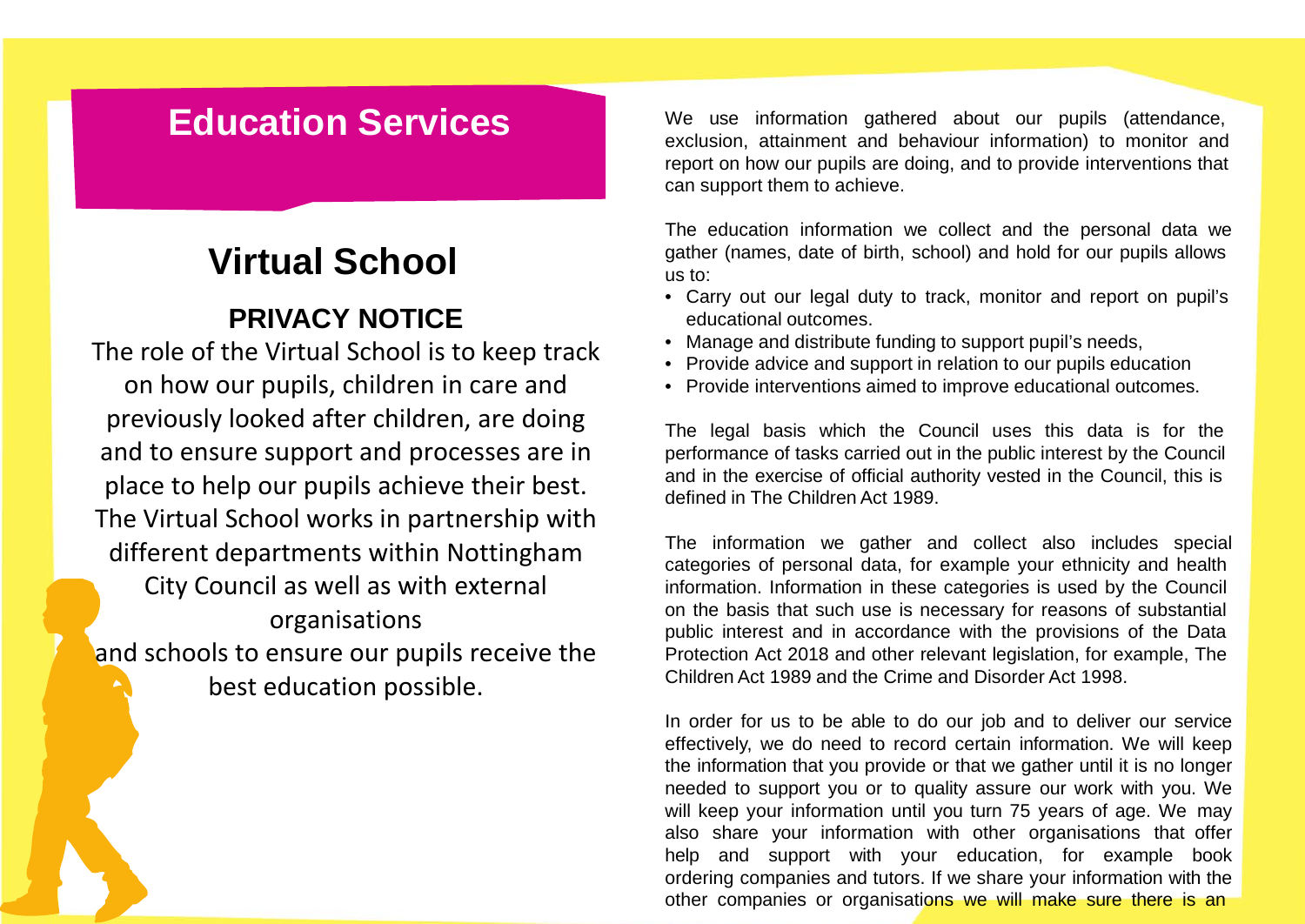# Education Services

## Virtual School

### PRIVACY NOTICE

The role of the Virtual School is to keep track on how our pupils, children in care and previously looked after children, are doing and to ensure support and processes are in place to help our pupils achieve their best. The Virtual School works in partnership with different departments within Nottingham City Council as well as with external organisations and schools to ensure our pupils receive the best education possible.

We use information gathered about our pupils (attendance, exclusion, attainment and behaviour information) to monitor and report on how our pupils are doing, and to provide interventions that can support them to achieve.

The education information we collect and the personal data we gather (names, date of birth, school) and hold for our pupils allows us to:

- Carry out our legal duty to track, monitor and report on pupil's educational outcomes.
- Manage and distribute funding to support pupil's needs,
- Provide advice and support in relation to our pupils education
- Provide interventions aimed to improve educational outcomes.

The legal basis which the Council uses this data is for the performance of tasks carried out in the public interest by the Council and in the exercise of official authority vested in the Council, this is defined in The Children Act 1989.

The information we gather and collect also includes special categories of personal data, for example your ethnicity and health information. Information in these categories is used by the Council on the basis that such use is necessary for reasons of substantial public interest and in accordance with the provisions of the Data Protection Act 2018 and other relevant legislation, for example, The Children Act 1989 and the Crime and Disorder Act 1998.

In order for us to be able to do our job and to deliver our service effectively, we do need to record certain information. We will keep the information that you provide or that we gather until it is no longer needed to support you or to quality assure our work with you. We will keep your information until you turn 75 years of age. We may also share your information with other organisations that offer help and support with your education, for example book ordering companies and tutors. If we share your information with the other companies or organisations we will make sure there is an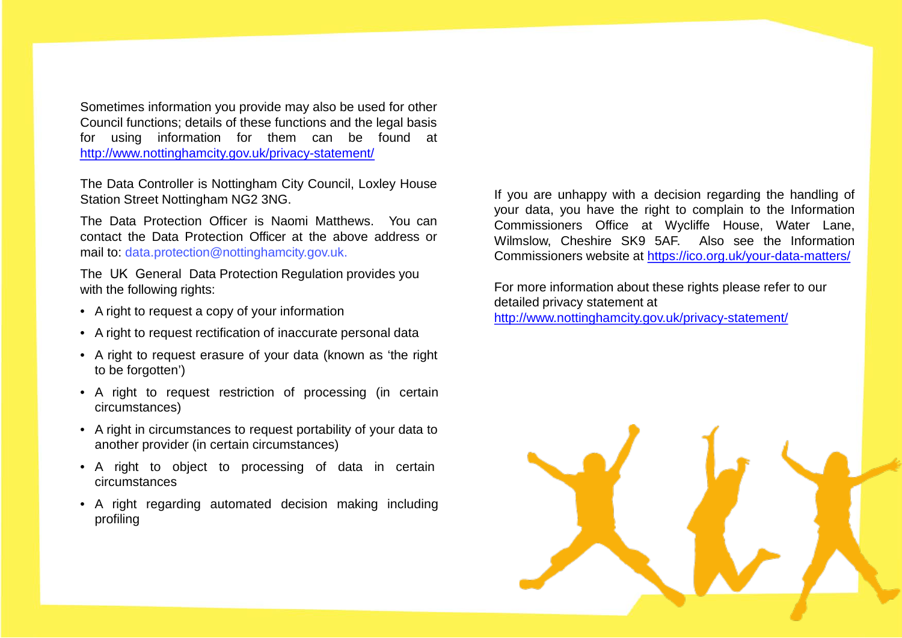Sometimes information you provide may also be used for other Council functions; details of these functions and the legal basis for using information for them can be found at http://www.nottinghamcity.gov.uk/privacy-statement/

The Data Controller is Nottingham City Council, Loxley House Station Street Nottingham NG2 3NG.

The Data Protection Officer is Naomi Matthews. You can contact the Data Protection Officer at the above address or mail to: data.protection@nottinghamcity.gov.uk.

The UK General Data Protection Regulation provides you with the following rights:

- A right to request a copy of your information
- A right to request rectification of inaccurate personal data
- A right to request erasure of your data (known as 'the right to be forgotten')
- A right to request restriction of processing (in certain circumstances)
- A right in circumstances to request portability of your data to another provider (in certain circumstances)
- A right to object to processing of data in certain circumstances
- A right regarding automated decision making including profiling

If you are unhappy with a decision regarding the handling of your data, you have the right to complain to the Information Commissioners Office at Wycliffe House, Water Lane, Wilmslow, Cheshire SK9 5AF. Also see the Information Commissioners website at https://ico.org.uk/your-data-matters/

For more information about these rights please refer to our detailed privacy statement at http://www.nottinghamcity.gov.uk/privacy-statement/